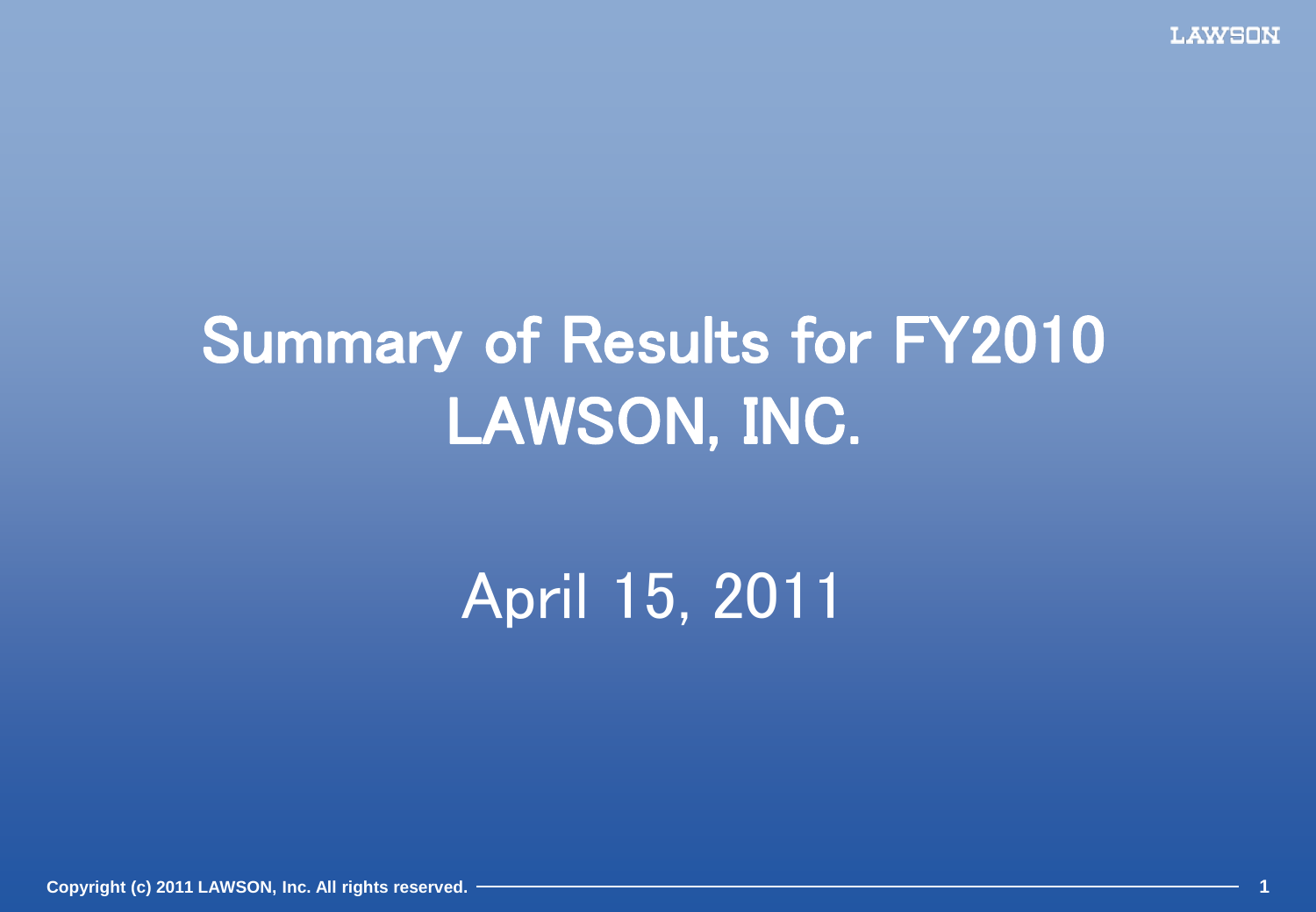# Summary of Results for FY2010 LAWSON, INC.

April 15, 2011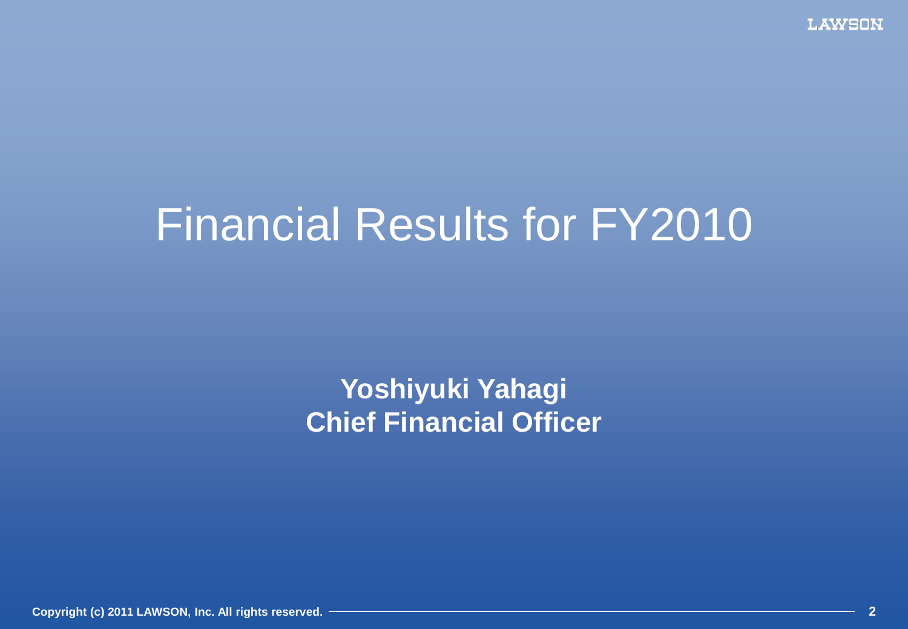# Financial Results for FY2010

**Yoshiyuki Yahagi**
**Chief Financial Officer**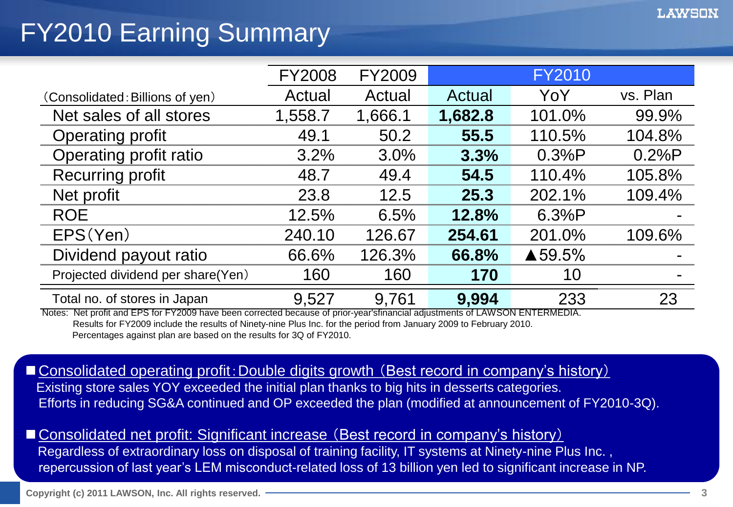# FY2010 Earning Summary

| (Consolidated：Billions of yen) | FY2008 | FY2009 | FY2010 | | |
|---|---|---|---|---|---|
| | Actual | Actual | Actual | YoY | vs. Plan |
| Net sales of all stores | 1,558.7 | 1,666.1 | **1,682.8** | 101.0% | 99.9% |
| Operating profit | 49.1 | 50.2 | **55.5** | 110.5% | 104.8% |
| Operating profit ratio | 3.2% | 3.0% | **3.3%** | 0.3%P | 0.2%P |
| Recurring profit | 48.7 | 49.4 | **54.5** | 110.4% | 105.8% |
| Net profit | 23.8 | 12.5 | **25.3** | 202.1% | 109.4% |
| ROE | 12.5% | 6.5% | **12.8%** | 6.3%P | - |
| EPS(Yen) | 240.10 | 126.67 | **254.61** | 201.0% | 109.6% |
| Dividend payout ratio | 66.6% | 126.3% | **66.8%** | ▲59.5% | - |
| Projected dividend per share(Yen) | 160 | 160 | **170** | 10 | - |
| Total no. of stores in Japan | 9,527 | 9,761 | **9,994** | 233 | 23 |

Notes: Net profit and EPS for FY2009 have been corrected because of prior-year'sfinancial adjustments of LAWSON ENTERMEDIA.
Results for FY2009 include the results of Ninety-nine Plus Inc. for the period from January 2009 to February 2010.
Percentages against plan are based on the results for 3Q of FY2010.

■ Consolidated operating profit：Double digits growth（Best record in company's history）
Existing store sales YOY exceeded the initial plan thanks to big hits in desserts categories.
Efforts in reducing SG&A continued and OP exceeded the plan (modified at announcement of FY2010-3Q).

■ Consolidated net profit: Significant increase（Best record in company's history）
Regardless of extraordinary loss on disposal of training facility, IT systems at Ninety-nine Plus Inc. ,
repercussion of last year's LEM misconduct-related loss of 13 billion yen led to significant increase in NP.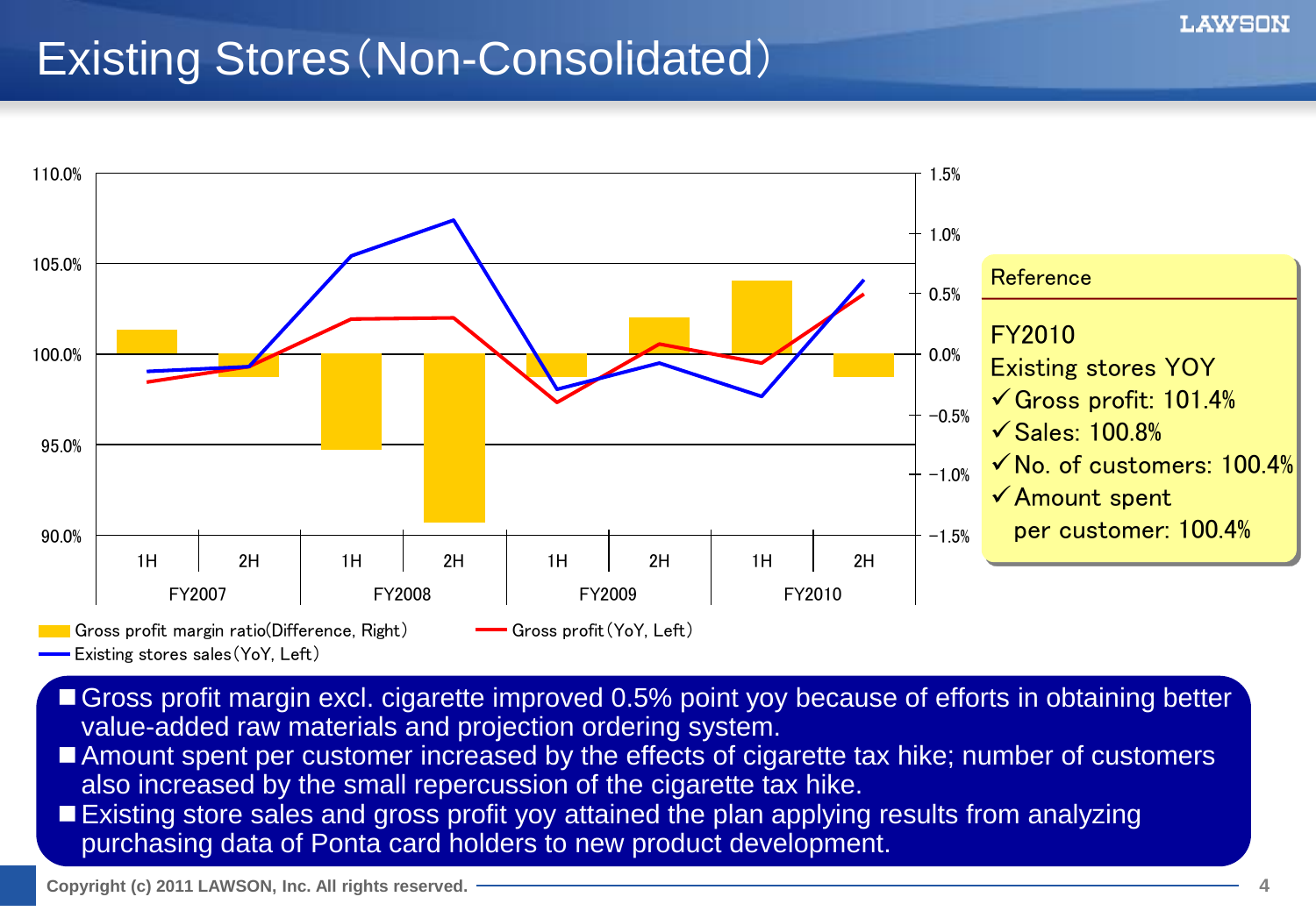# Existing Stores（Non-Consolidated）

Gross profit margin ratio(Difference, Right)

Gross profit（YoY, Left）

Existing stores sales（YoY, Left）

| | FY2007 | | FY2008 | | FY2009 | | FY2010 | |
|---|---|---|---|---|---|---|---|---|
| | 1H | 2H | 1H | 2H | 1H | 2H | 1H | 2H |

**Reference**

FY2010
Existing stores YOY
- ✓Gross profit: 101.4%
- ✓Sales: 100.8%
- ✓No. of customers: 100.4%
- ✓Amount spent per customer: 100.4%

- Gross profit margin excl. cigarette improved 0.5% point yoy because of efforts in obtaining better value-added raw materials and projection ordering system.
- Amount spent per customer increased by the effects of cigarette tax hike; number of customers also increased by the small repercussion of the cigarette tax hike.
- Existing store sales and gross profit yoy attained the plan applying results from analyzing purchasing data of Ponta card holders to new product development.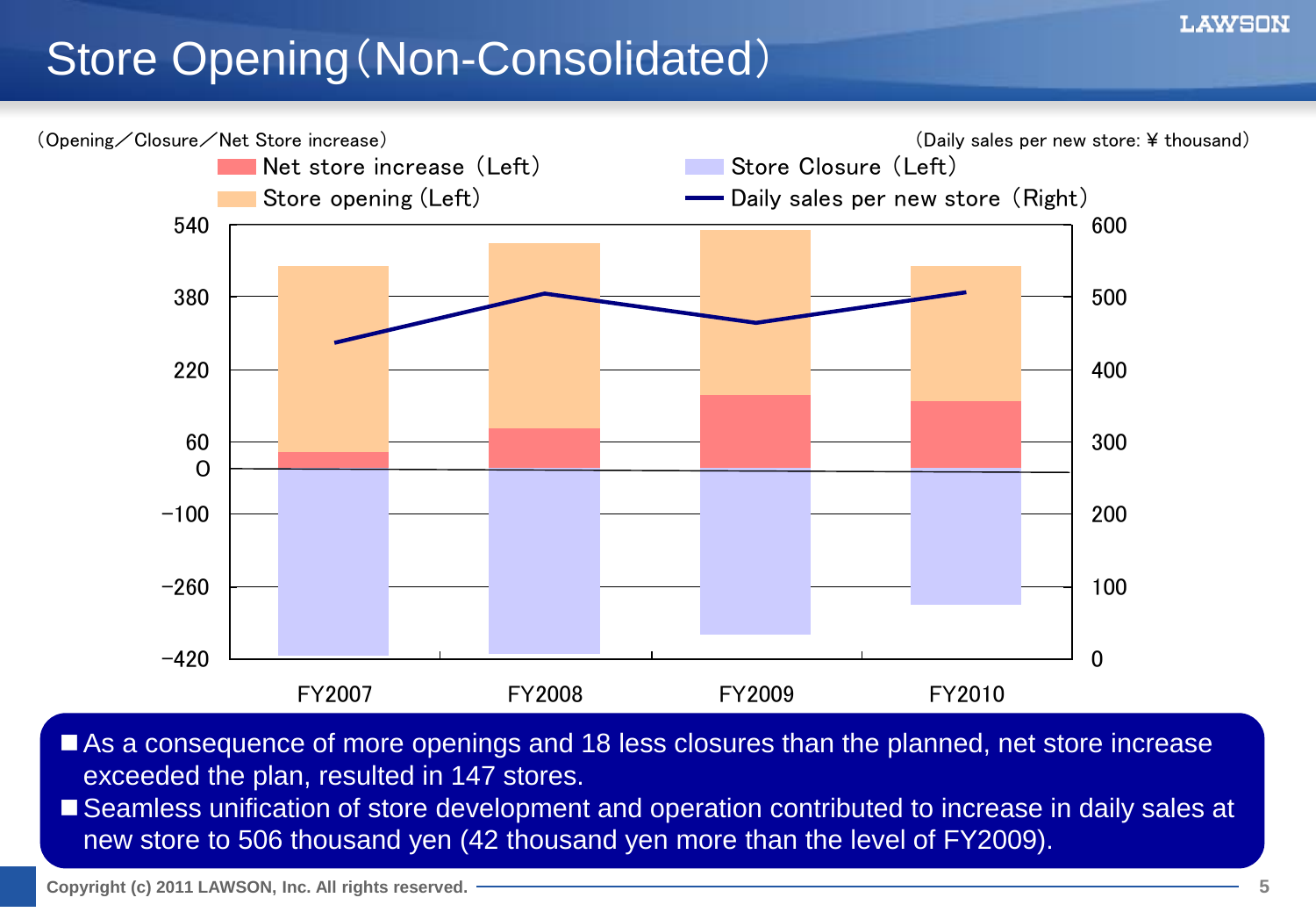# Store Opening（Non-Consolidated）

（Opening／Closure／Net Store increase）

（Daily sales per new store: ¥ thousand）

Net store increase（Left） Store Closure（Left）
Store opening（Left） Daily sales per new store（Right）

FY2007 FY2008 FY2009 FY2010

- As a consequence of more openings and 18 less closures than the planned, net store increase exceeded the plan, resulted in 147 stores.
- Seamless unification of store development and operation contributed to increase in daily sales at new store to 506 thousand yen (42 thousand yen more than the level of FY2009).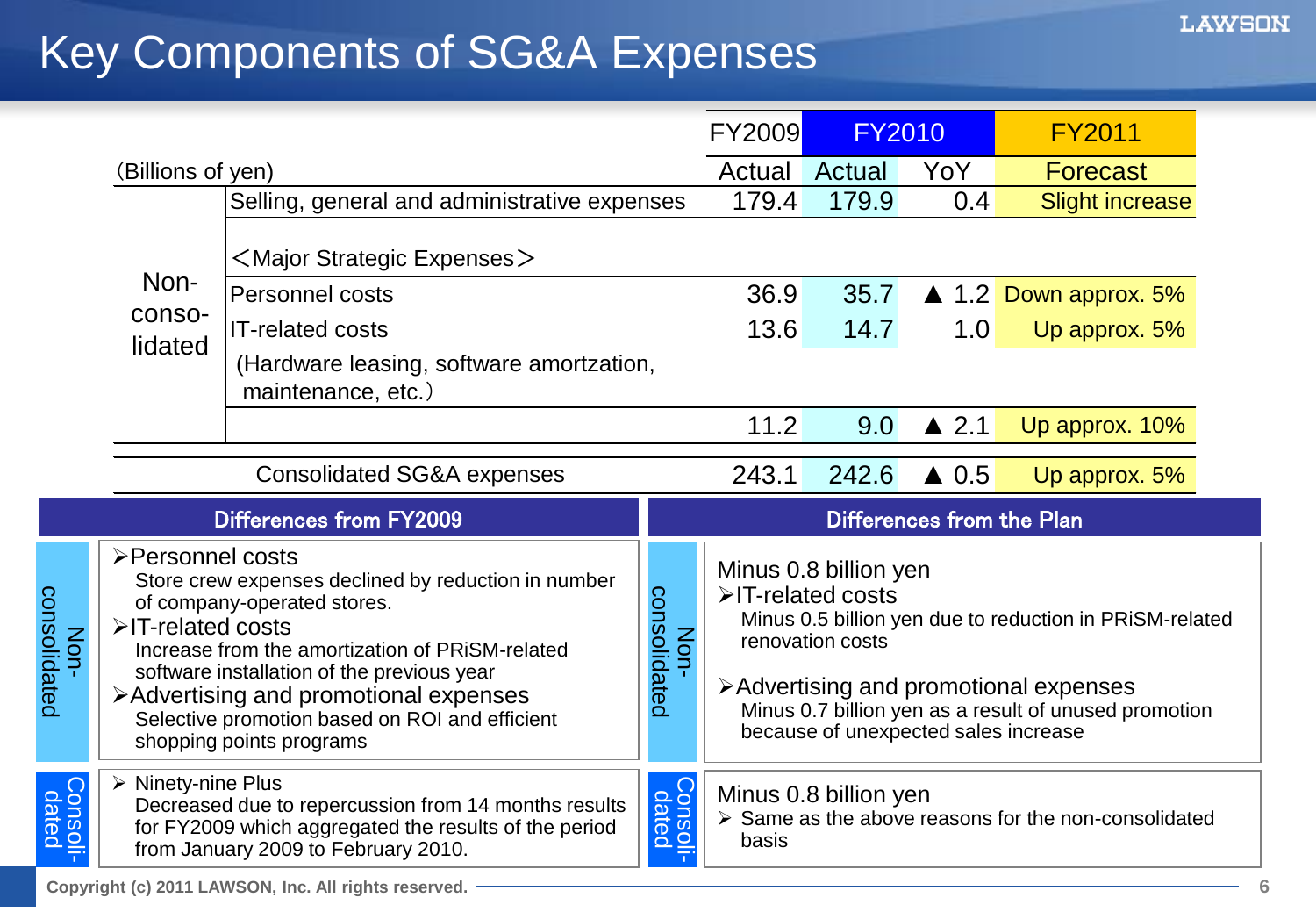# Key Components of SG&A Expenses

| (Billions of yen) | | FY2009 | FY2010 | | FY2011 |
|---|---|---|---|---|---|
| | | Actual | Actual | YoY | Forecast |
| Non-consolidated | Selling, general and administrative expenses | 179.4 | 179.9 | 0.4 | Slight increase |
| | <Major Strategic Expenses> | | | | |
| | Personnel costs | 36.9 | 35.7 | ▲ 1.2 | Down approx. 5% |
| | IT-related costs | 13.6 | 14.7 | 1.0 | Up approx. 5% |
| | (Hardware leasing, software amortzation, maintenance, etc.) | | | | |
| | | 11.2 | 9.0 | ▲ 2.1 | Up approx. 10% |
| Consolidated SG&A expenses | | 243.1 | 242.6 | ▲ 0.5 | Up approx. 5% |

## Differences from FY2009

**Non-consolidated**

- Personnel costs
  Store crew expenses declined by reduction in number of company-operated stores.
- IT-related costs
  Increase from the amortization of PRiSM-related software installation of the previous year
- Advertising and promotional expenses
  Selective promotion based on ROI and efficient shopping points programs

**Consolidated**

- Ninety-nine Plus
  Decreased due to repercussion from 14 months results for FY2009 which aggregated the results of the period from January 2009 to February 2010.

## Differences from the Plan

**Non-consolidated**

Minus 0.8 billion yen

- IT-related costs
  Minus 0.5 billion yen due to reduction in PRiSM-related renovation costs
- Advertising and promotional expenses
  Minus 0.7 billion yen as a result of unused promotion because of unexpected sales increase

**Consolidated**

Minus 0.8 billion yen

- Same as the above reasons for the non-consolidated basis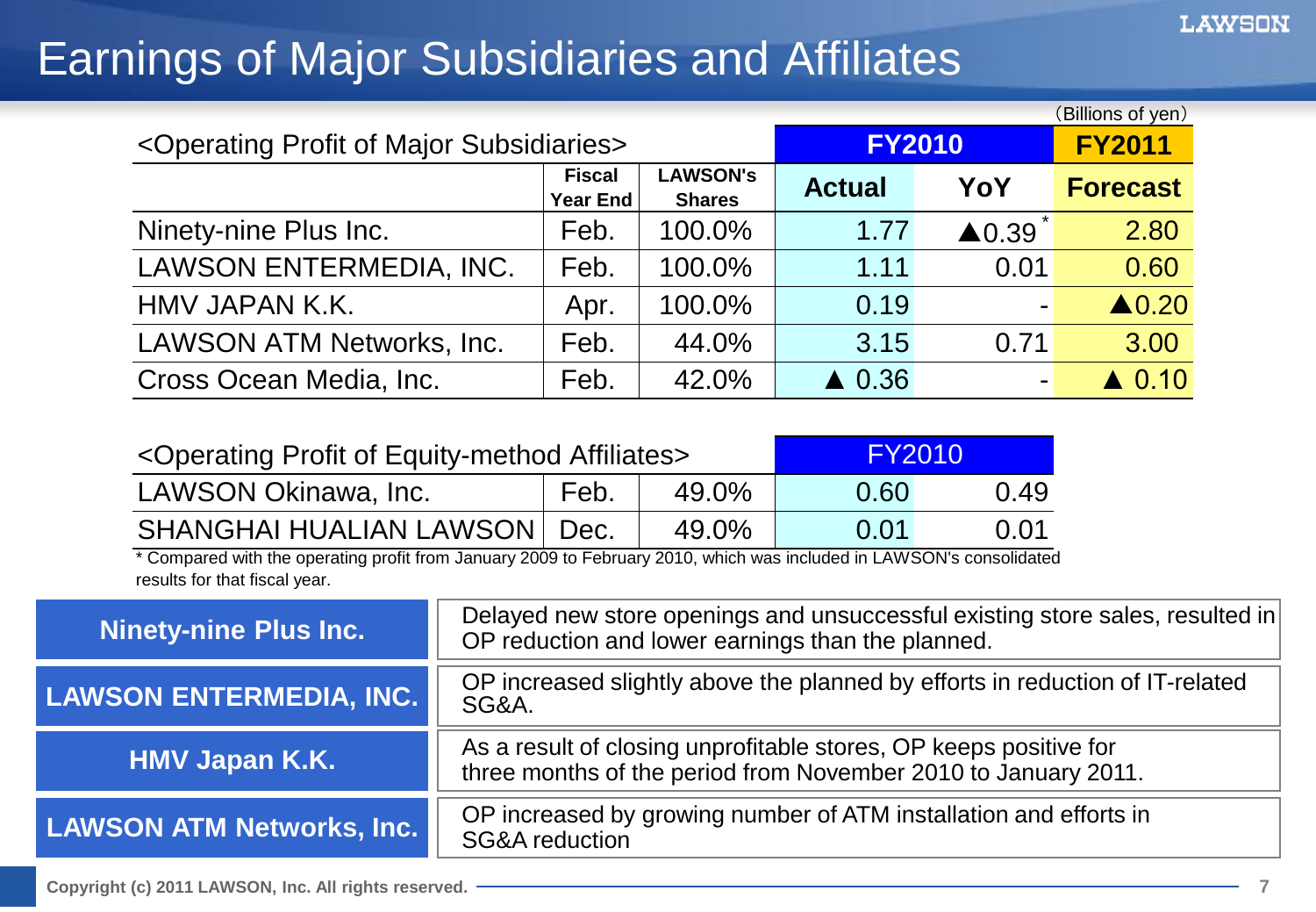# Earnings of Major Subsidiaries and Affiliates

(Billions of yen)

| <Operating Profit of Major Subsidiaries> | Fiscal Year End | LAWSON's Shares | FY2010 Actual | FY2010 YoY | FY2011 Forecast |
|---|---|---|---|---|---|
| Ninety-nine Plus Inc. | Feb. | 100.0% | 1.77 | ▲0.39 * | 2.80 |
| LAWSON ENTERMEDIA, INC. | Feb. | 100.0% | 1.11 | 0.01 | 0.60 |
| HMV JAPAN K.K. | Apr. | 100.0% | 0.19 | - | ▲0.20 |
| LAWSON ATM Networks, Inc. | Feb. | 44.0% | 3.15 | 0.71 | 3.00 |
| Cross Ocean Media, Inc. | Feb. | 42.0% | ▲ 0.36 | - | ▲ 0.10 |

| <Operating Profit of Equity-method Affiliates> | | | FY2010 | |
|---|---|---|---|---|
| LAWSON Okinawa, Inc. | Feb. | 49.0% | 0.60 | 0.49 |
| SHANGHAI HUALIAN LAWSON | Dec. | 49.0% | 0.01 | 0.01 |

* Compared with the operating profit from January 2009 to February 2010, which was included in LAWSON's consolidated results for that fiscal year.

| | |
|---|---|
| **Ninety-nine Plus Inc.** | Delayed new store openings and unsuccessful existing store sales, resulted in OP reduction and lower earnings than the planned. |
| **LAWSON ENTERMEDIA, INC.** | OP increased slightly above the planned by efforts in reduction of IT-related SG&A. |
| **HMV Japan K.K.** | As a result of closing unprofitable stores, OP keeps positive for three months of the period from November 2010 to January 2011. |
| **LAWSON ATM Networks, Inc.** | OP increased by growing number of ATM installation and efforts in SG&A reduction |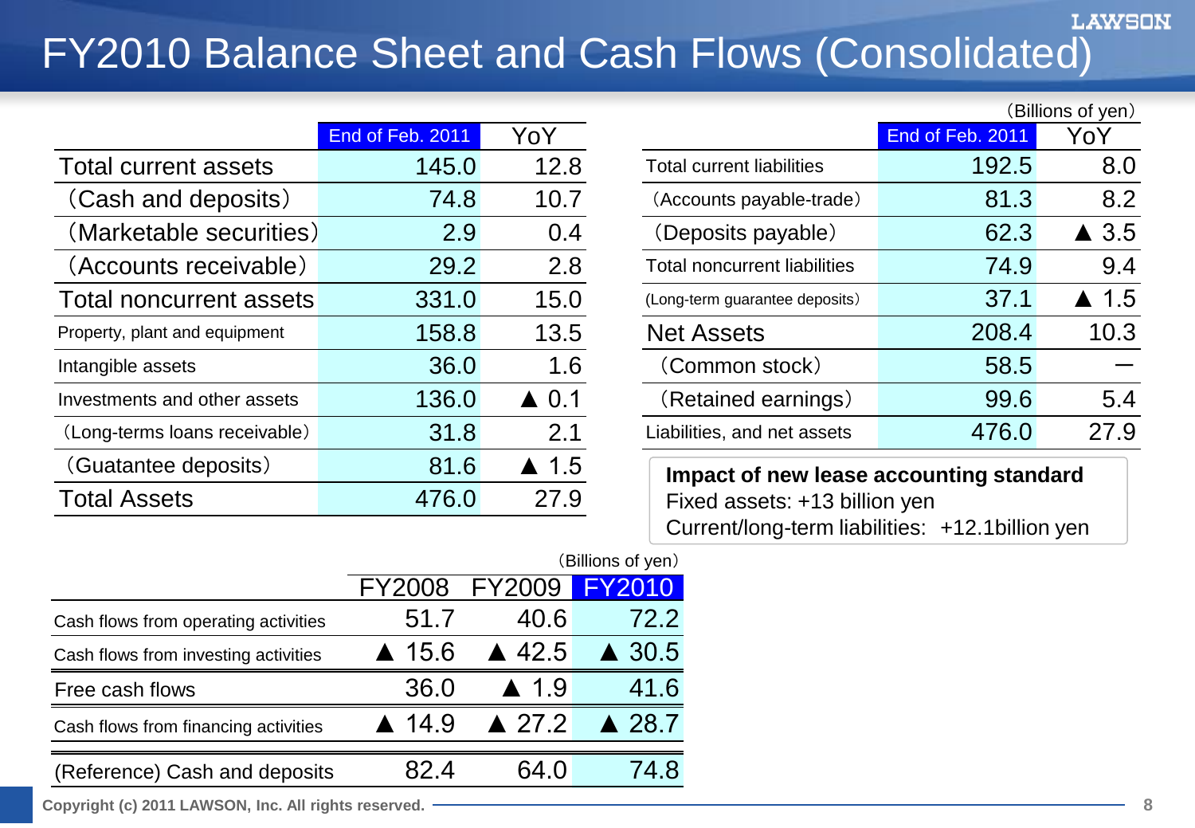# FY2010 Balance Sheet and Cash Flows (Consolidated)

(Billions of yen)

| | End of Feb. 2011 | YoY |
|---|---|---|
| Total current assets | 145.0 | 12.8 |
| (Cash and deposits) | 74.8 | 10.7 |
| (Marketable securities) | 2.9 | 0.4 |
| (Accounts receivable) | 29.2 | 2.8 |
| Total noncurrent assets | 331.0 | 15.0 |
| Property, plant and equipment | 158.8 | 13.5 |
| Intangible assets | 36.0 | 1.6 |
| Investments and other assets | 136.0 | ▲ 0.1 |
| (Long-terms loans receivable) | 31.8 | 2.1 |
| (Guatantee deposits) | 81.6 | ▲ 1.5 |
| Total Assets | 476.0 | 27.9 |

| | End of Feb. 2011 | YoY |
|---|---|---|
| Total current liabilities | 192.5 | 8.0 |
| (Accounts payable-trade) | 81.3 | 8.2 |
| (Deposits payable) | 62.3 | ▲ 3.5 |
| Total noncurrent liabilities | 74.9 | 9.4 |
| (Long-term guarantee deposits) | 37.1 | ▲ 1.5 |
| Net Assets | 208.4 | 10.3 |
| (Common stock) | 58.5 | — |
| (Retained earnings) | 99.6 | 5.4 |
| Liabilities, and net assets | 476.0 | 27.9 |

**Impact of new lease accounting standard**
Fixed assets: +13 billion yen
Current/long-term liabilities: +12.1billion yen

(Billions of yen)

| | FY2008 | FY2009 | FY2010 |
|---|---|---|---|
| Cash flows from operating activities | 51.7 | 40.6 | 72.2 |
| Cash flows from investing activities | ▲ 15.6 | ▲ 42.5 | ▲ 30.5 |
| Free cash flows | 36.0 | ▲ 1.9 | 41.6 |
| Cash flows from financing activities | ▲ 14.9 | ▲ 27.2 | ▲ 28.7 |
| (Reference) Cash and deposits | 82.4 | 64.0 | 74.8 |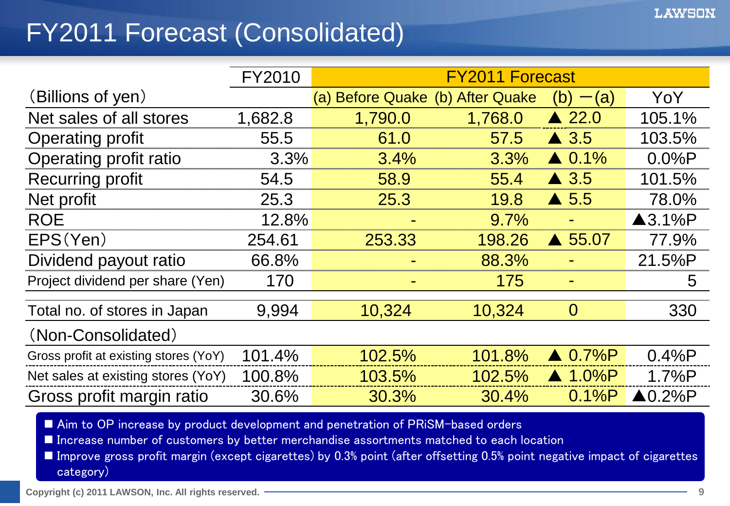# FY2011 Forecast (Consolidated)

| (Billions of yen) | FY2010 | FY2011 Forecast | | | |
|---|---|---|---|---|---|
| | | (a) Before Quake | (b) After Quake | (b) −(a) | YoY |
| Net sales of all stores | 1,682.8 | 1,790.0 | 1,768.0 | ▲ 22.0 | 105.1% |
| Operating profit | 55.5 | 61.0 | 57.5 | ▲ 3.5 | 103.5% |
| Operating profit ratio | 3.3% | 3.4% | 3.3% | ▲ 0.1% | 0.0%P |
| Recurring profit | 54.5 | 58.9 | 55.4 | ▲ 3.5 | 101.5% |
| Net profit | 25.3 | 25.3 | 19.8 | ▲ 5.5 | 78.0% |
| ROE | 12.8% | - | 9.7% | - | ▲3.1%P |
| EPS(Yen) | 254.61 | 253.33 | 198.26 | ▲ 55.07 | 77.9% |
| Dividend payout ratio | 66.8% | - | 88.3% | - | 21.5%P |
| Project dividend per share (Yen) | 170 | - | 175 | - | 5 |
| Total no. of stores in Japan | 9,994 | 10,324 | 10,324 | 0 | 330 |
| (Non-Consolidated) | | | | | |
| Gross profit at existing stores (YoY) | 101.4% | 102.5% | 101.8% | ▲ 0.7%P | 0.4%P |
| Net sales at existing stores (YoY) | 100.8% | 103.5% | 102.5% | ▲ 1.0%P | 1.7%P |
| Gross profit margin ratio | 30.6% | 30.3% | 30.4% | 0.1%P | ▲0.2%P |

- Aim to OP increase by product development and penetration of PRiSM-based orders
- Increase number of customers by better merchandise assortments matched to each location
- Improve gross profit margin (except cigarettes) by 0.3% point (after offsetting 0.5% point negative impact of cigarettes category)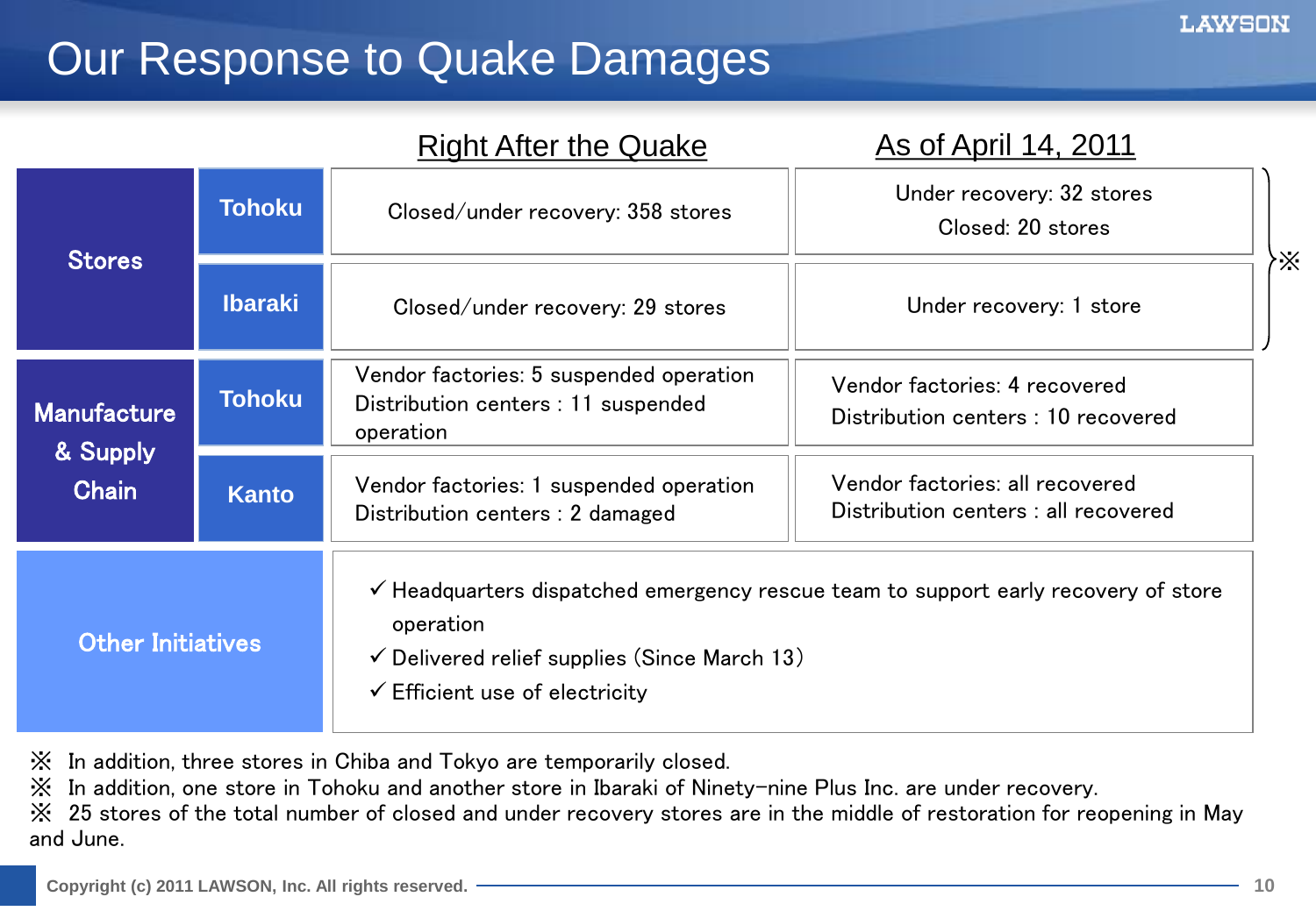# Our Response to Quake Damages

| | | Right After the Quake | As of April 14, 2011 |
|---|---|---|---|
| Stores | Tohoku | Closed/under recovery: 358 stores | Under recovery: 32 stores<br>Closed: 20 stores ※ |
| | Ibaraki | Closed/under recovery: 29 stores | Under recovery: 1 store ※ |
| Manufacture & Supply Chain | Tohoku | Vendor factories: 5 suspended operation<br>Distribution centers : 11 suspended operation | Vendor factories: 4 recovered<br>Distribution centers : 10 recovered |
| | Kanto | Vendor factories: 1 suspended operation<br>Distribution centers : 2 damaged | Vendor factories: all recovered<br>Distribution centers : all recovered |
| Other Initiatives | | ✓ Headquarters dispatched emergency rescue team to support early recovery of store operation<br>✓ Delivered relief supplies (Since March 13)<br>✓ Efficient use of electricity | |

※ In addition, three stores in Chiba and Tokyo are temporarily closed.
※ In addition, one store in Tohoku and another store in Ibaraki of Ninety-nine Plus Inc. are under recovery.
※ 25 stores of the total number of closed and under recovery stores are in the middle of restoration for reopening in May and June.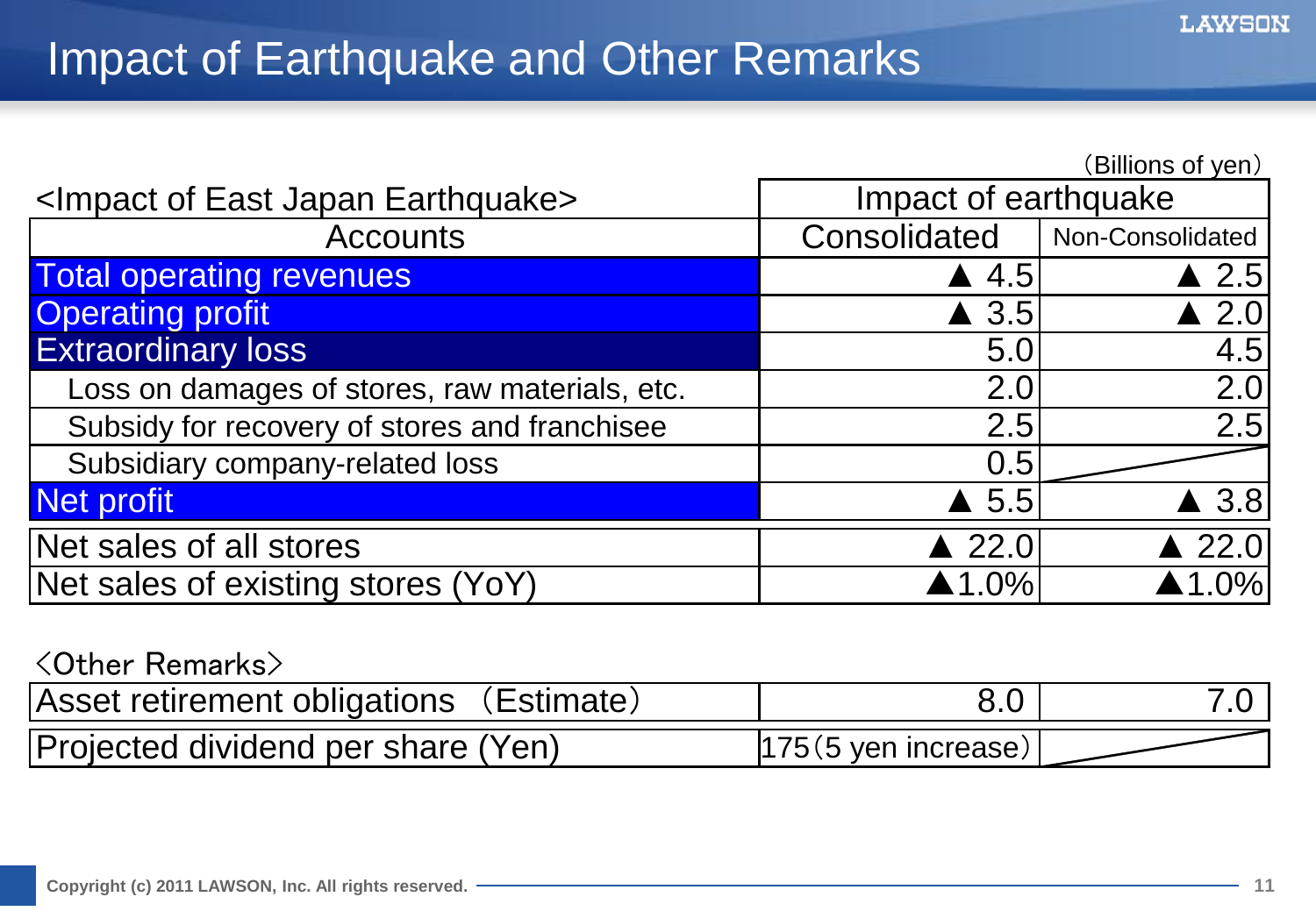# Impact of Earthquake and Other Remarks

(Billions of yen)

| <Impact of East Japan Earthquake> | Impact of earthquake | |
|---|---|---|
| Accounts | Consolidated | Non-Consolidated |
| Total operating revenues | ▲ 4.5 | ▲ 2.5 |
| Operating profit | ▲ 3.5 | ▲ 2.0 |
| Extraordinary loss | 5.0 | 4.5 |
| Loss on damages of stores, raw materials, etc. | 2.0 | 2.0 |
| Subsidy for recovery of stores and franchisee | 2.5 | 2.5 |
| Subsidiary company-related loss | 0.5 | |
| Net profit | ▲ 5.5 | ▲ 3.8 |
| Net sales of all stores | ▲ 22.0 | ▲ 22.0 |
| Net sales of existing stores (YoY) | ▲1.0% | ▲1.0% |

<Other Remarks>

| Item | Consolidated | Non-Consolidated |
|---|---|---|
| Asset retirement obligations (Estimate) | 8.0 | 7.0 |
| Projected dividend per share (Yen) | 175(5 yen increase) | |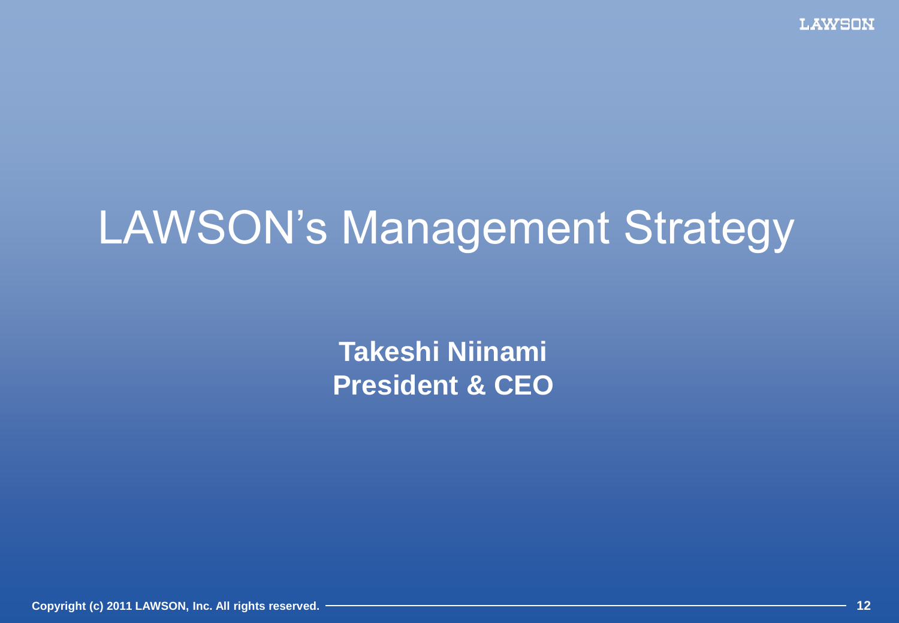# LAWSON's Management Strategy

**Takeshi Niinami**
**President & CEO**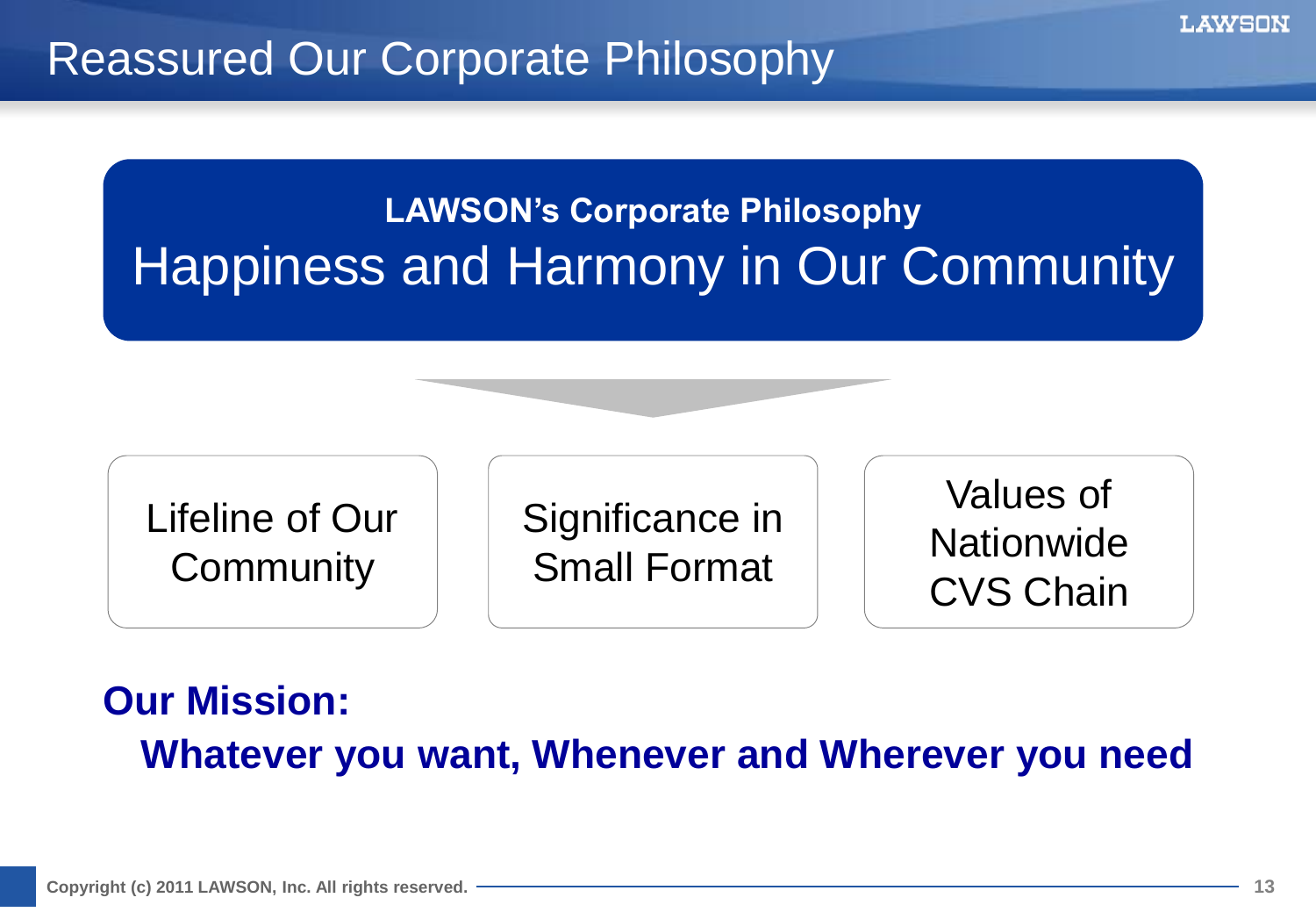# Reassured Our Corporate Philosophy

**LAWSON's Corporate Philosophy**

## Happiness and Harmony in Our Community

- Lifeline of Our Community
- Significance in Small Format
- Values of Nationwide CVS Chain

**Our Mission:**

**Whatever you want, Whenever and Wherever you need**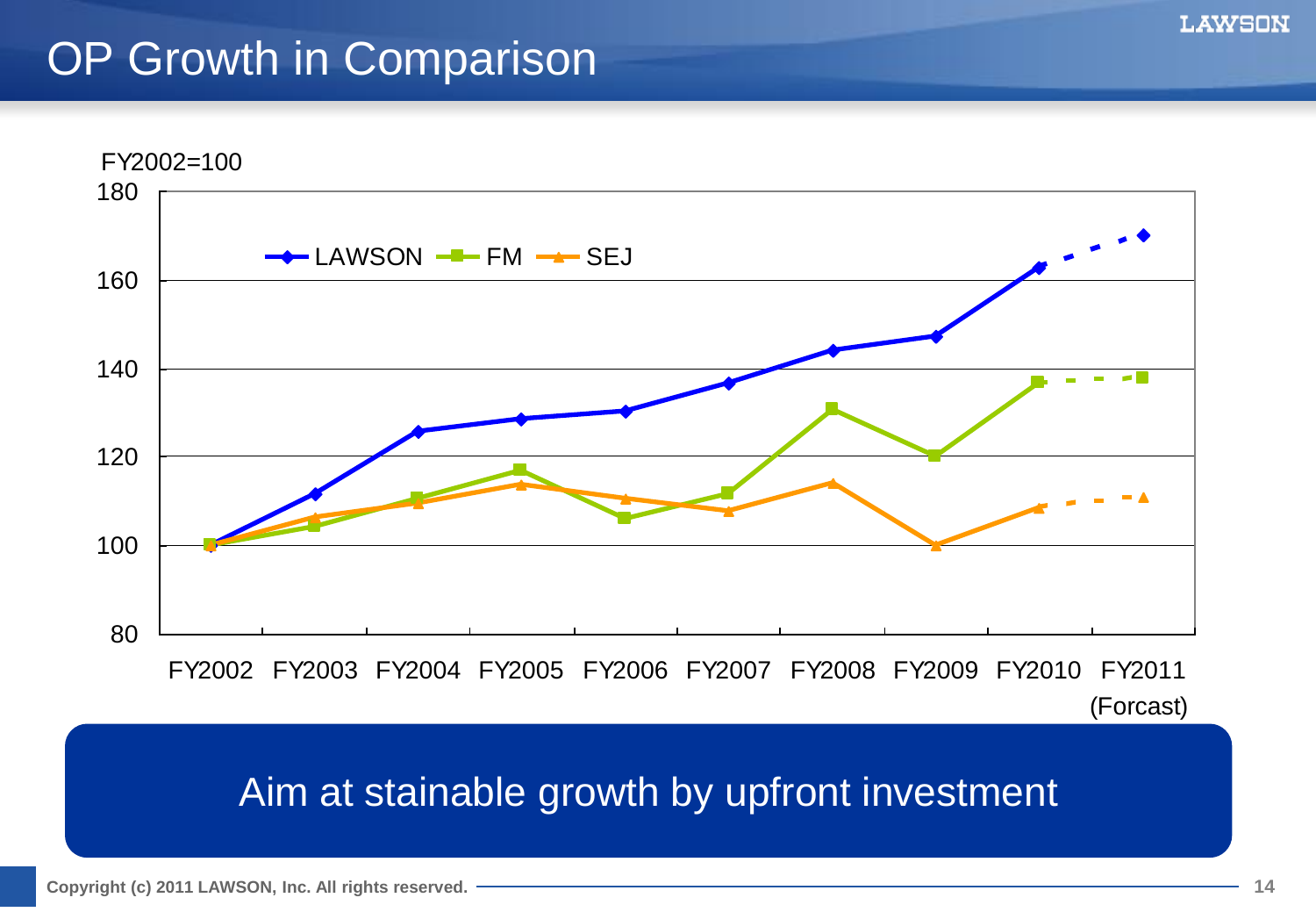# OP Growth in Comparison

FY2002=100

180

160

140

120

100

80

LAWSON FM SEJ

FY2002 FY2003 FY2004 FY2005 FY2006 FY2007 FY2008 FY2009 FY2010 FY2011 (Forcast)

Aim at stainable growth by upfront investment

Copyright (c) 2011 LAWSON, Inc. All rights reserved.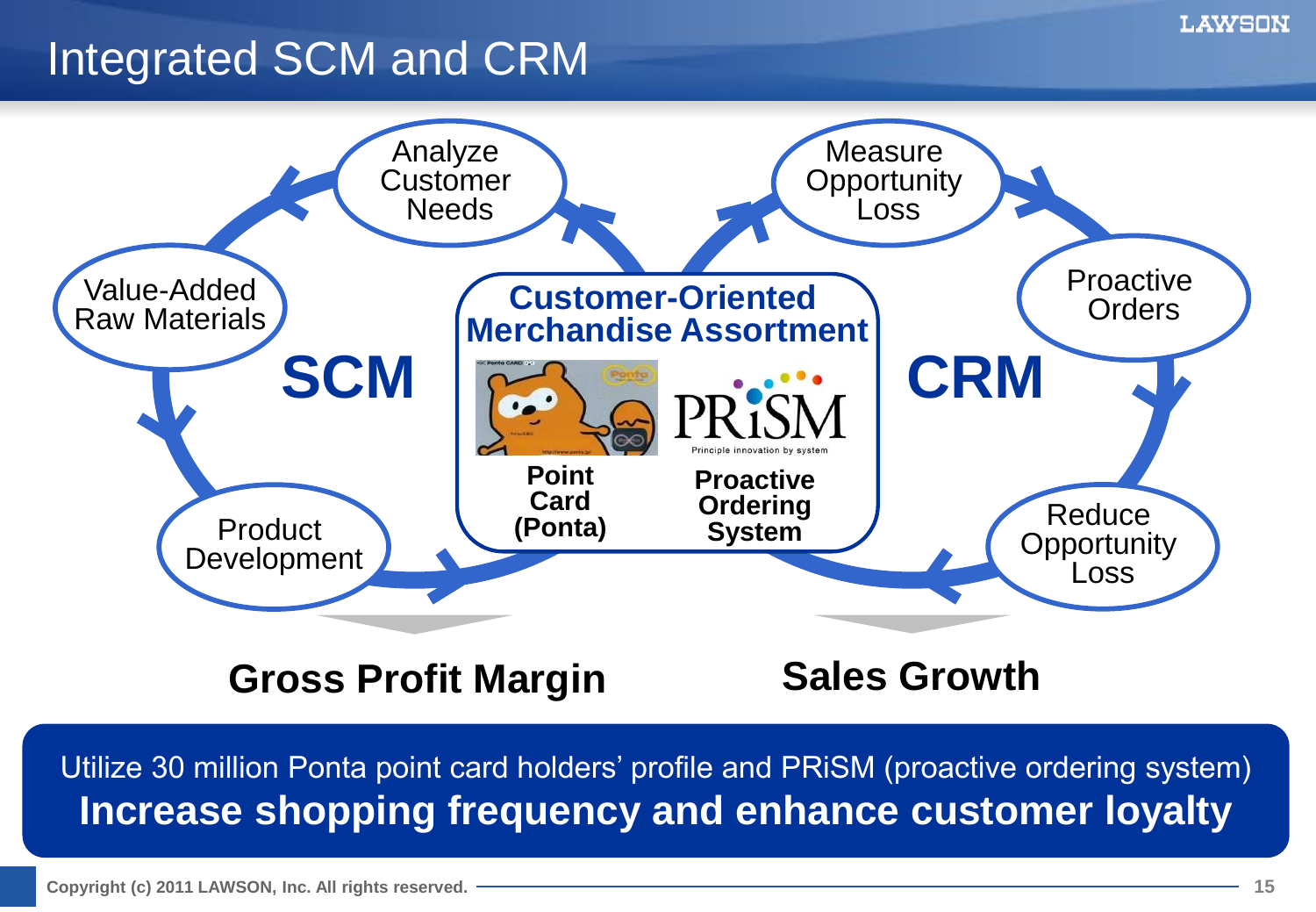# Integrated SCM and CRM

**SCM**

- Analyze Customer Needs
- Value-Added Raw Materials
- Product Development

**Customer-Oriented Merchandise Assortment**

- **Point Card (Ponta)**
- PRiSM — Principle innovation by system — **Proactive Ordering System**

**CRM**

- Measure Opportunity Loss
- Proactive Orders
- Reduce Opportunity Loss

**Gross Profit Margin** | **Sales Growth**

Utilize 30 million Ponta point card holders' profile and PRiSM (proactive ordering system)

**Increase shopping frequency and enhance customer loyalty**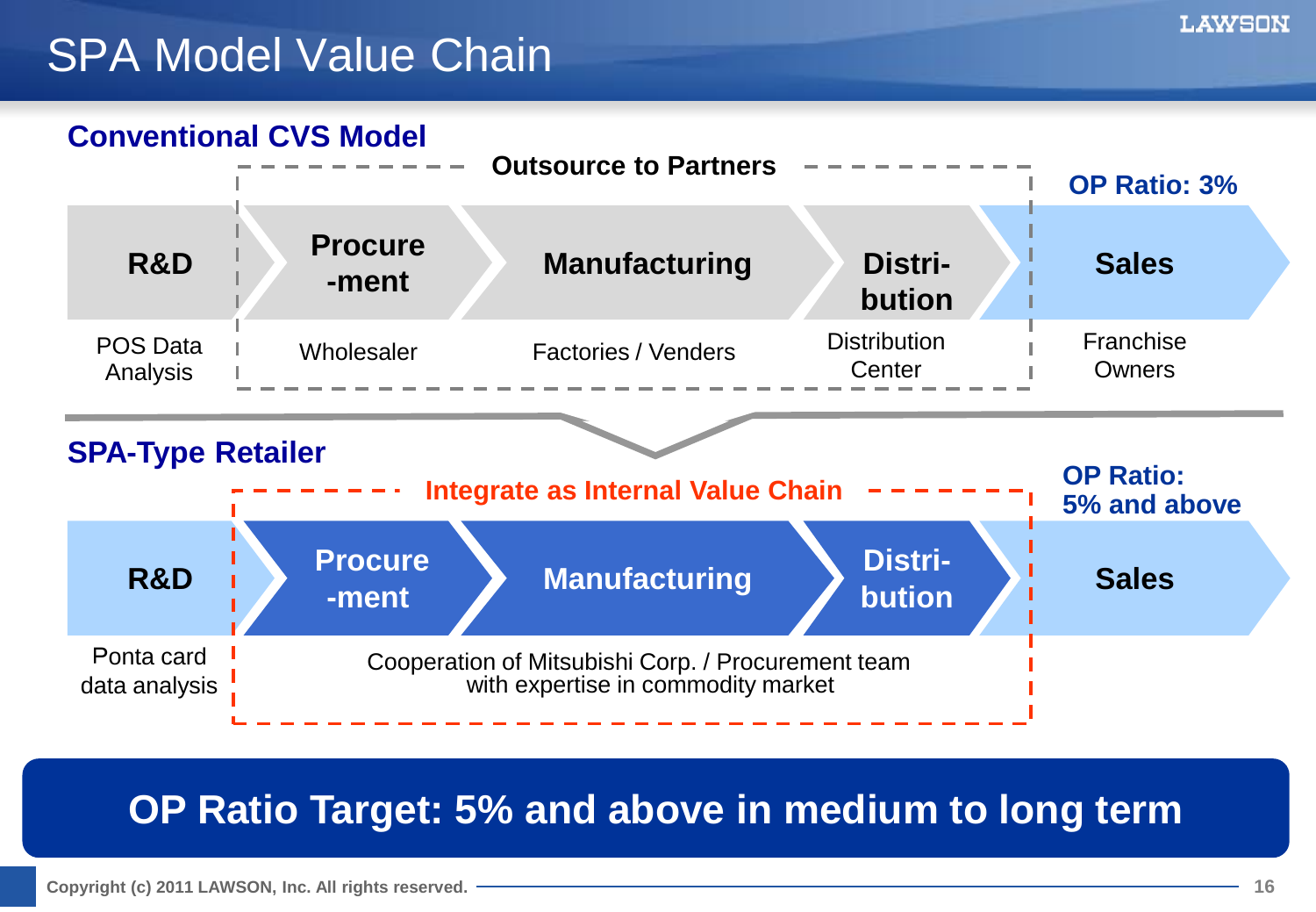# SPA Model Value Chain

## Conventional CVS Model

Outsource to Partners

OP Ratio: 3%

| R&D | Procure-ment | Manufacturing | Distri-bution | Sales |
| --- | --- | --- | --- | --- |
| POS Data Analysis | Wholesaler | Factories / Venders | Distribution Center | Franchise Owners |

## SPA-Type Retailer

Integrate as Internal Value Chain

OP Ratio: 5% and above

| R&D | Procure-ment | Manufacturing | Distri-bution | Sales |
| --- | --- | --- | --- | --- |
| Ponta card data analysis | Cooperation of Mitsubishi Corp. / Procurement team with expertise in commodity market | | | |

**OP Ratio Target: 5% and above in medium to long term**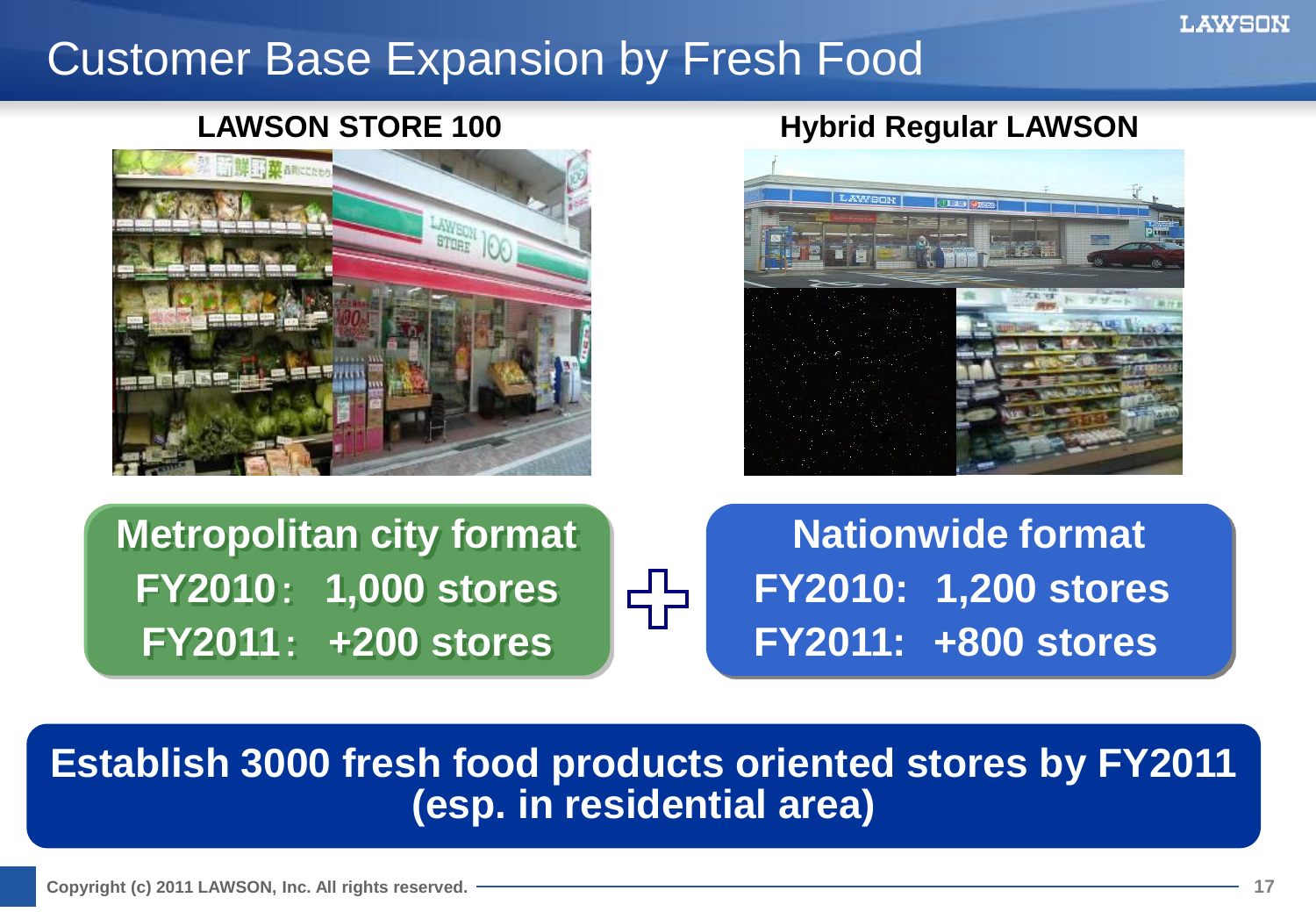# Customer Base Expansion by Fresh Food

## LAWSON STORE 100

**Metropolitan city format**
**FY2010： 1,000 stores**
**FY2011： +200 stores**

＋

## Hybrid Regular LAWSON

**Nationwide format**
**FY2010: 1,200 stores**
**FY2011: +800 stores**

**Establish 3000 fresh food products oriented stores by FY2011 (esp. in residential area)**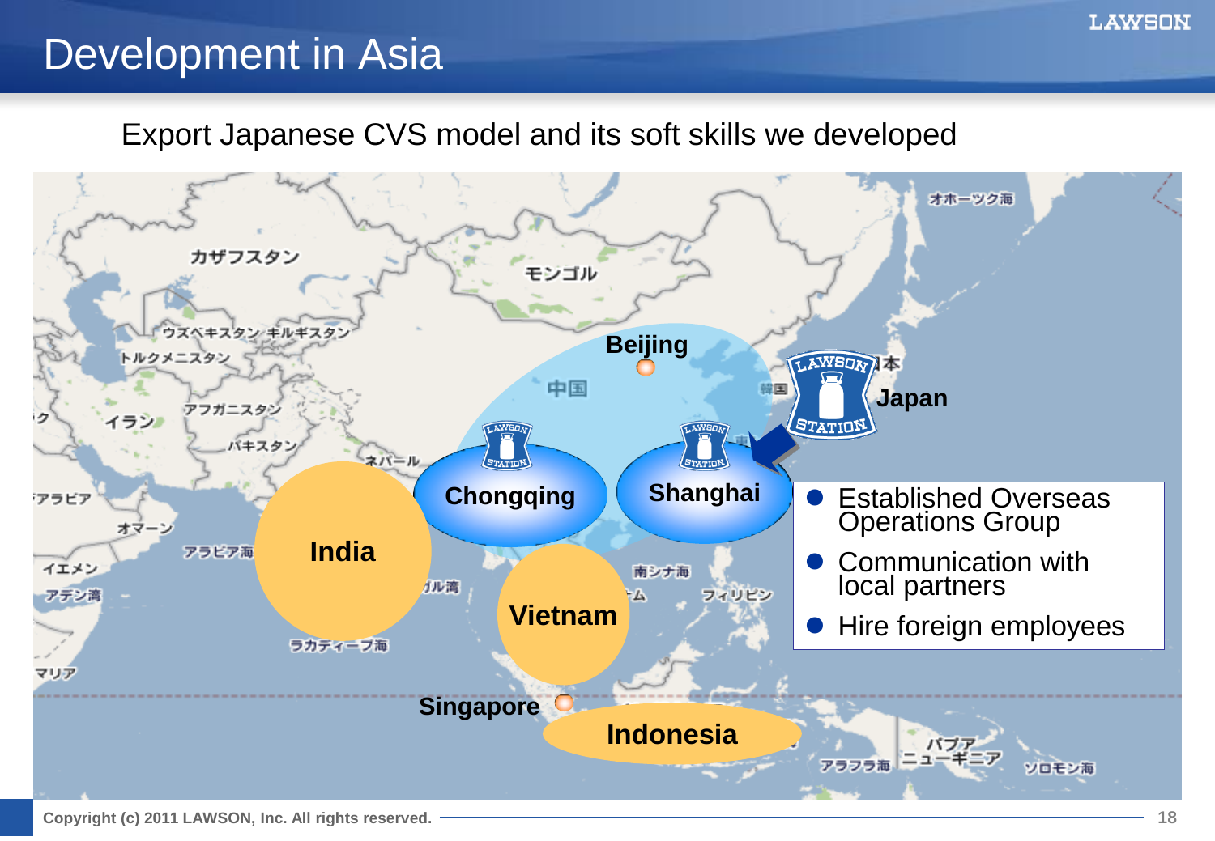# Development in Asia

Export Japanese CVS model and its soft skills we developed

Beijing

Chongqing

Shanghai

Japan

India

Vietnam

Singapore

Indonesia

- Established Overseas Operations Group
- Communication with local partners
- Hire foreign employees

Copyright (c) 2011 LAWSON, Inc. All rights reserved.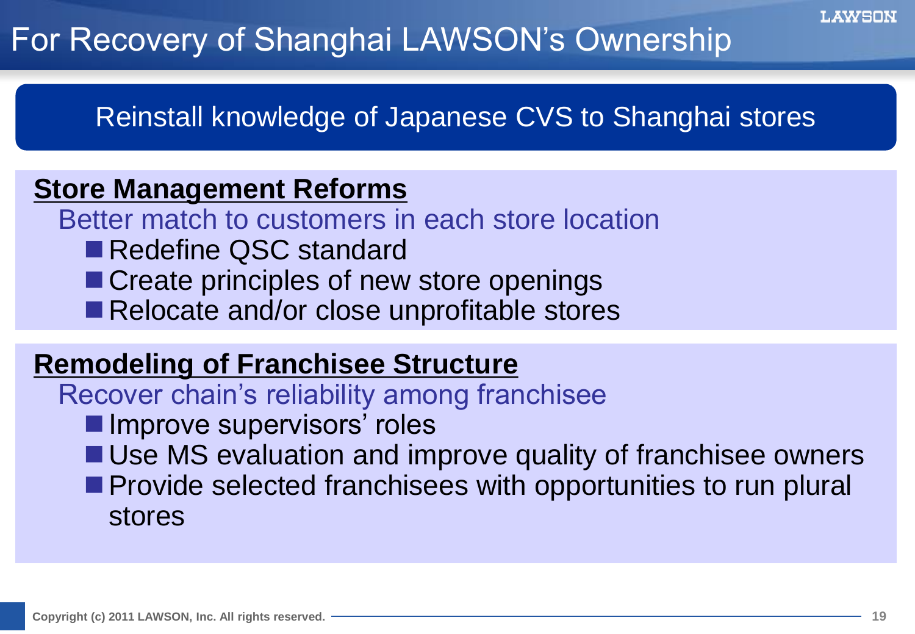# For Recovery of Shanghai LAWSON's Ownership

**Reinstall knowledge of Japanese CVS to Shanghai stores**

## Store Management Reforms

Better match to customers in each store location

- Redefine QSC standard
- Create principles of new store openings
- Relocate and/or close unprofitable stores

## Remodeling of Franchisee Structure

Recover chain's reliability among franchisee

- Improve supervisors' roles
- Use MS evaluation and improve quality of franchisee owners
- Provide selected franchisees with opportunities to run plural stores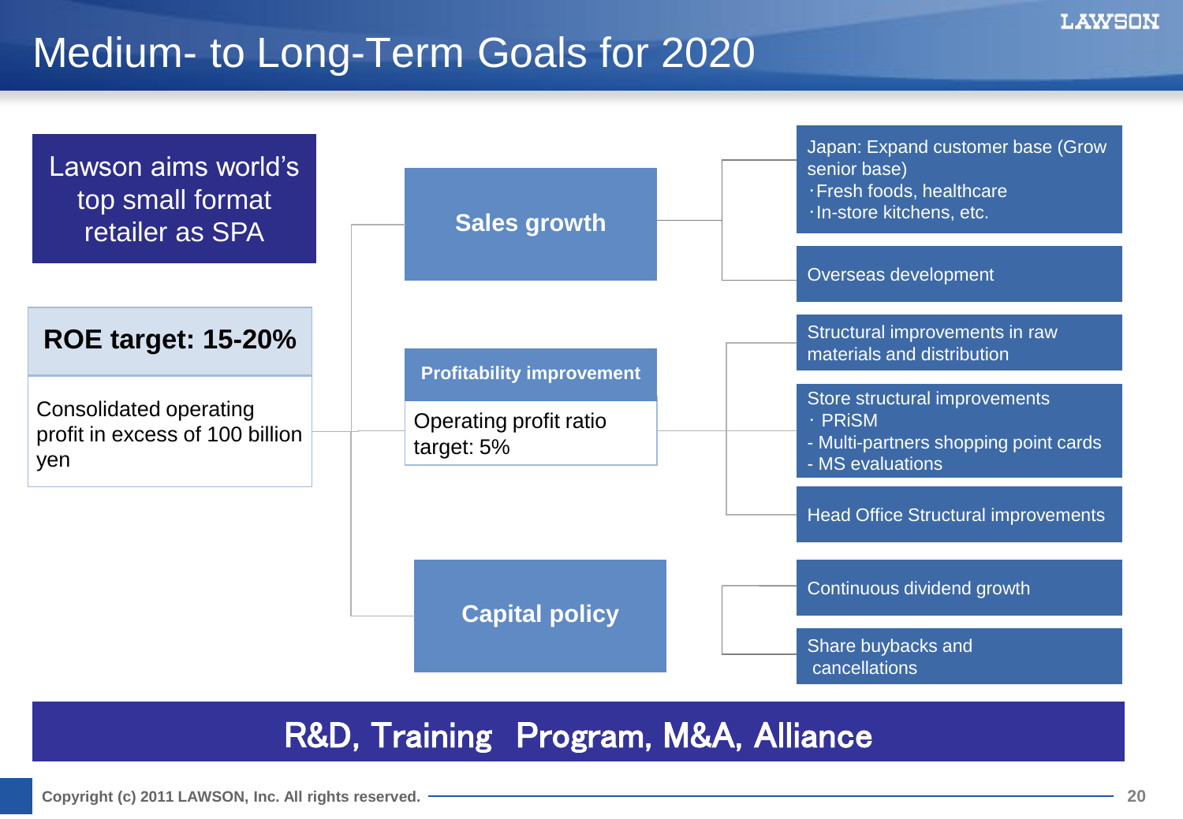# Medium- to Long-Term Goals for 2020

**Lawson aims world's top small format retailer as SPA**

**ROE target: 15-20%**

Consolidated operating profit in excess of 100 billion yen

- **Sales growth**
  - Japan: Expand customer base (Grow senior base)
    - ･Fresh foods, healthcare
    - ･In-store kitchens, etc.
  - Overseas development
- **Profitability improvement**
  - Operating profit ratio target: 5%
  - Structural improvements in raw materials and distribution
  - Store structural improvements
    - ･ PRiSM
    - - Multi-partners shopping point cards
    - - MS evaluations
  - Head Office Structural improvements
- **Capital policy**
  - Continuous dividend growth
  - Share buybacks and cancellations

**R&D, Training Program, M&A, Alliance**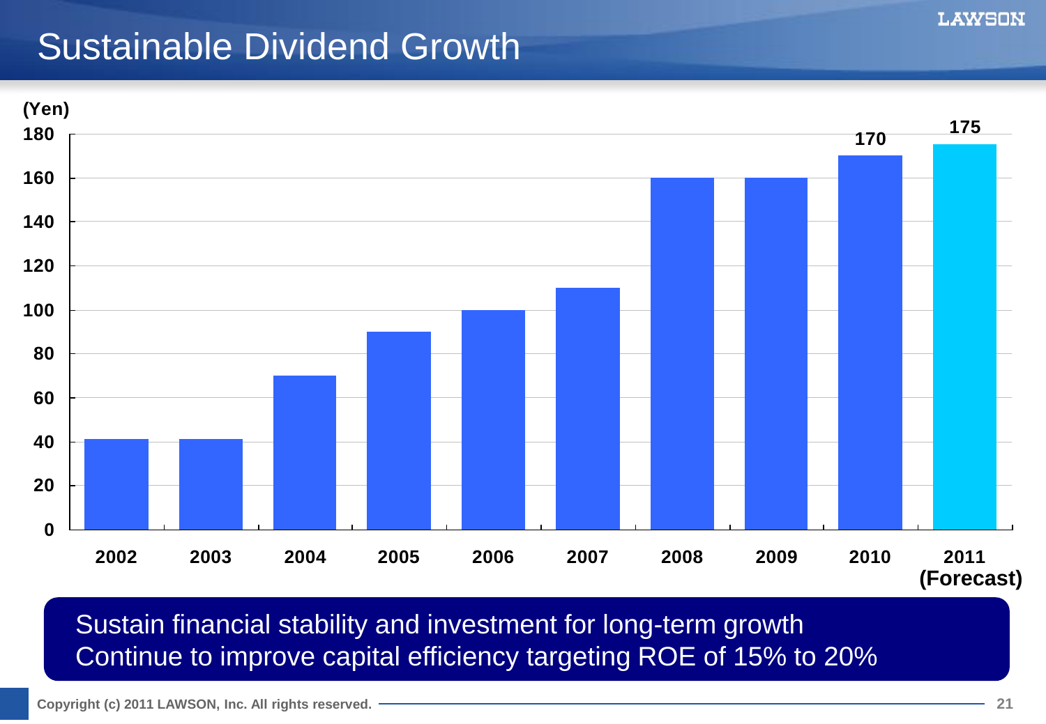# Sustainable Dividend Growth

(Yen)

| Year | Dividend |
|---|---|
| 2002 | |
| 2003 | |
| 2004 | |
| 2005 | |
| 2006 | |
| 2007 | |
| 2008 | |
| 2009 | |
| 2010 | 170 |
| 2011 (Forecast) | 175 |

Sustain financial stability and investment for long-term growth
Continue to improve capital efficiency targeting ROE of 15% to 20%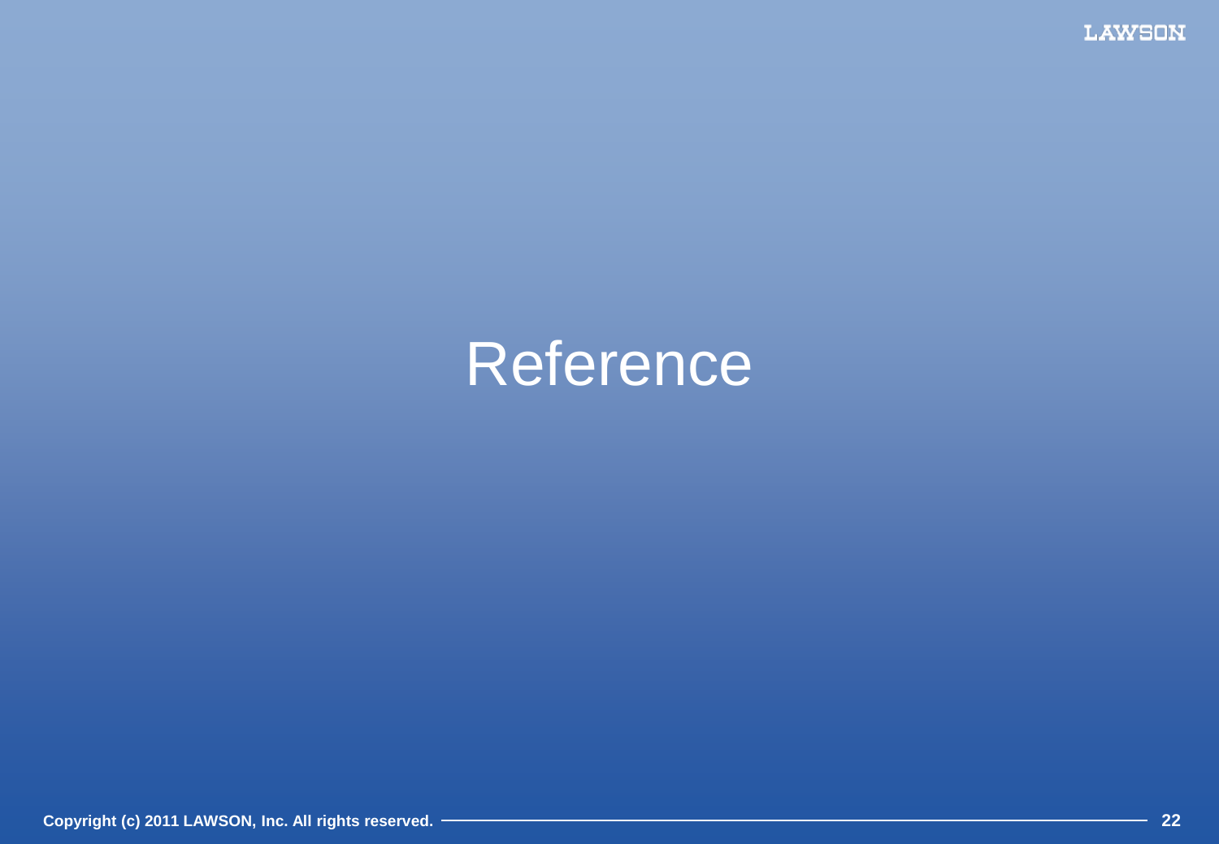# Reference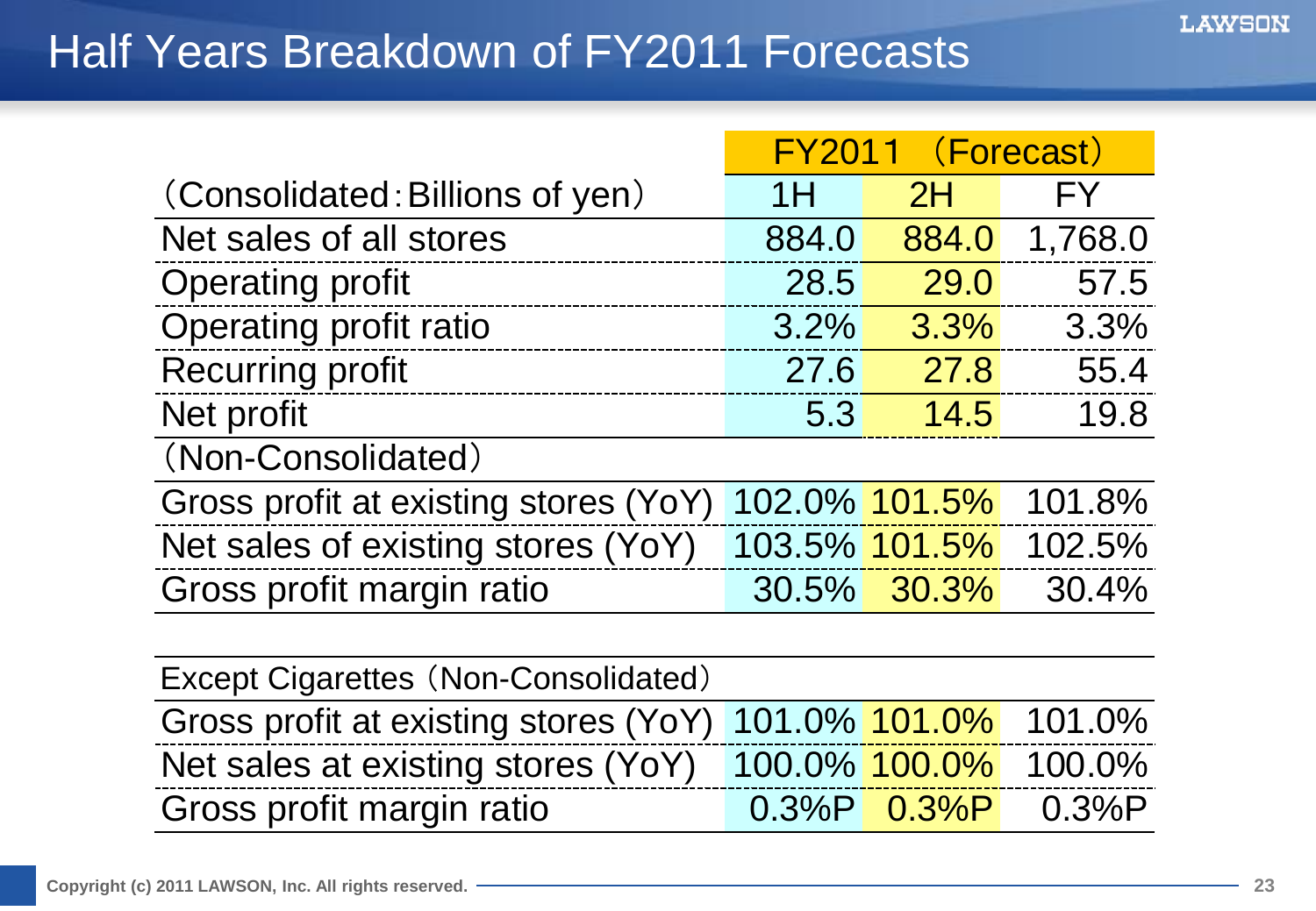# Half Years Breakdown of FY2011 Forecasts

| | FY2011 (Forecast) | | |
|---|---|---|---|
| (Consolidated:Billions of yen) | 1H | 2H | FY |
| Net sales of all stores | 884.0 | 884.0 | 1,768.0 |
| Operating profit | 28.5 | 29.0 | 57.5 |
| Operating profit ratio | 3.2% | 3.3% | 3.3% |
| Recurring profit | 27.6 | 27.8 | 55.4 |
| Net profit | 5.3 | 14.5 | 19.8 |
| (Non-Consolidated) | | | |
| Gross profit at existing stores (YoY) | 102.0% | 101.5% | 101.8% |
| Net sales of existing stores (YoY) | 103.5% | 101.5% | 102.5% |
| Gross profit margin ratio | 30.5% | 30.3% | 30.4% |

| Except Cigarettes (Non-Consolidated) | | | |
|---|---|---|---|
| Gross profit at existing stores (YoY) | 101.0% | 101.0% | 101.0% |
| Net sales at existing stores (YoY) | 100.0% | 100.0% | 100.0% |
| Gross profit margin ratio | 0.3%P | 0.3%P | 0.3%P |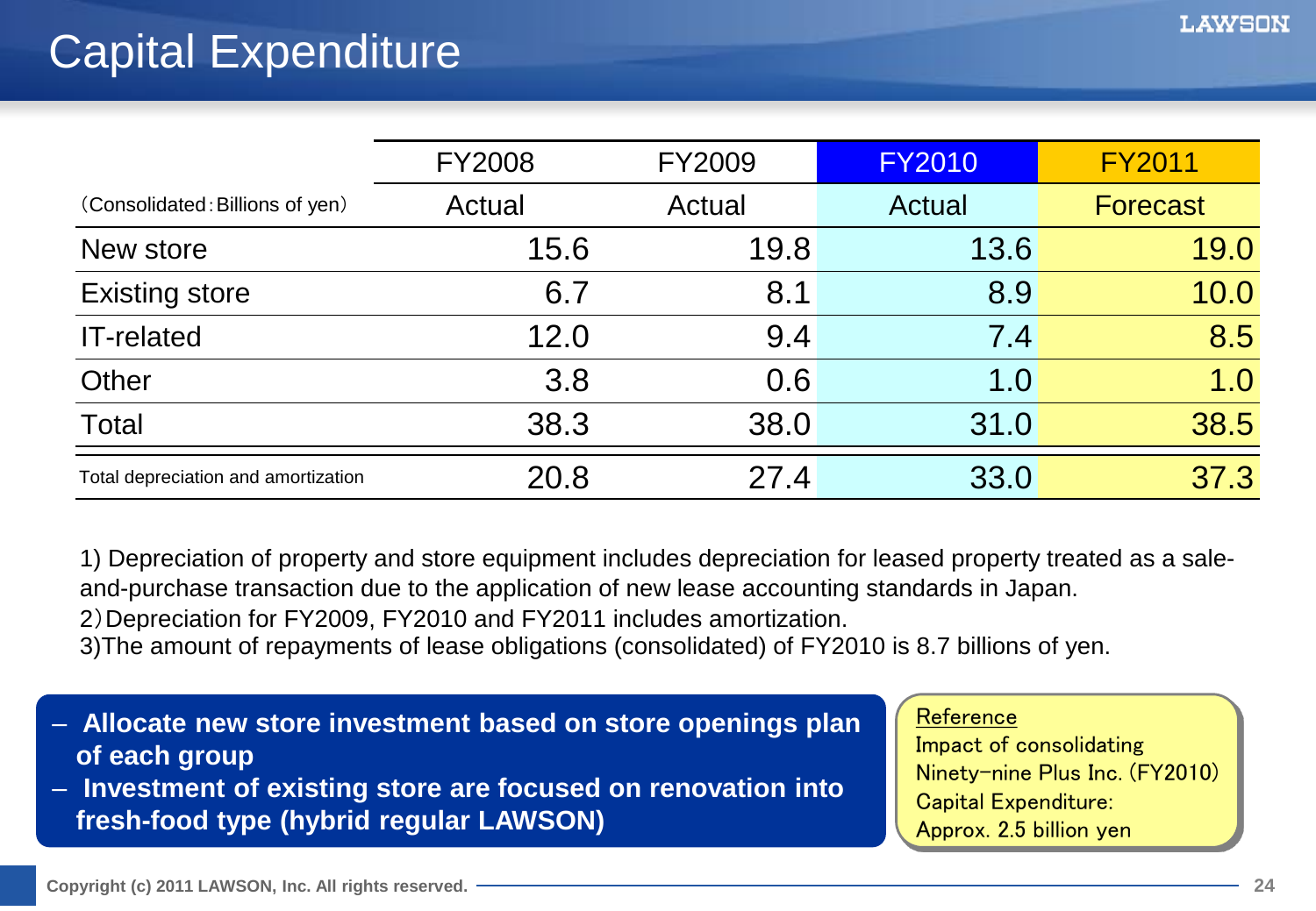# Capital Expenditure

| (Consolidated : Billions of yen) | FY2008 Actual | FY2009 Actual | FY2010 Actual | FY2011 Forecast |
|---|---|---|---|---|
| New store | 15.6 | 19.8 | 13.6 | 19.0 |
| Existing store | 6.7 | 8.1 | 8.9 | 10.0 |
| IT-related | 12.0 | 9.4 | 7.4 | 8.5 |
| Other | 3.8 | 0.6 | 1.0 | 1.0 |
| Total | 38.3 | 38.0 | 31.0 | 38.5 |
| Total depreciation and amortization | 20.8 | 27.4 | 33.0 | 37.3 |

1) Depreciation of property and store equipment includes depreciation for leased property treated as a sale-and-purchase transaction due to the application of new lease accounting standards in Japan.
2) Depreciation for FY2009, FY2010 and FY2011 includes amortization.
3) The amount of repayments of lease obligations (consolidated) of FY2010 is 8.7 billions of yen.

- **Allocate new store investment based on store openings plan of each group**
- **Investment of existing store are focused on renovation into fresh-food type (hybrid regular LAWSON)**

Reference
Impact of consolidating Ninety-nine Plus Inc. (FY2010) Capital Expenditure: Approx. 2.5 billion yen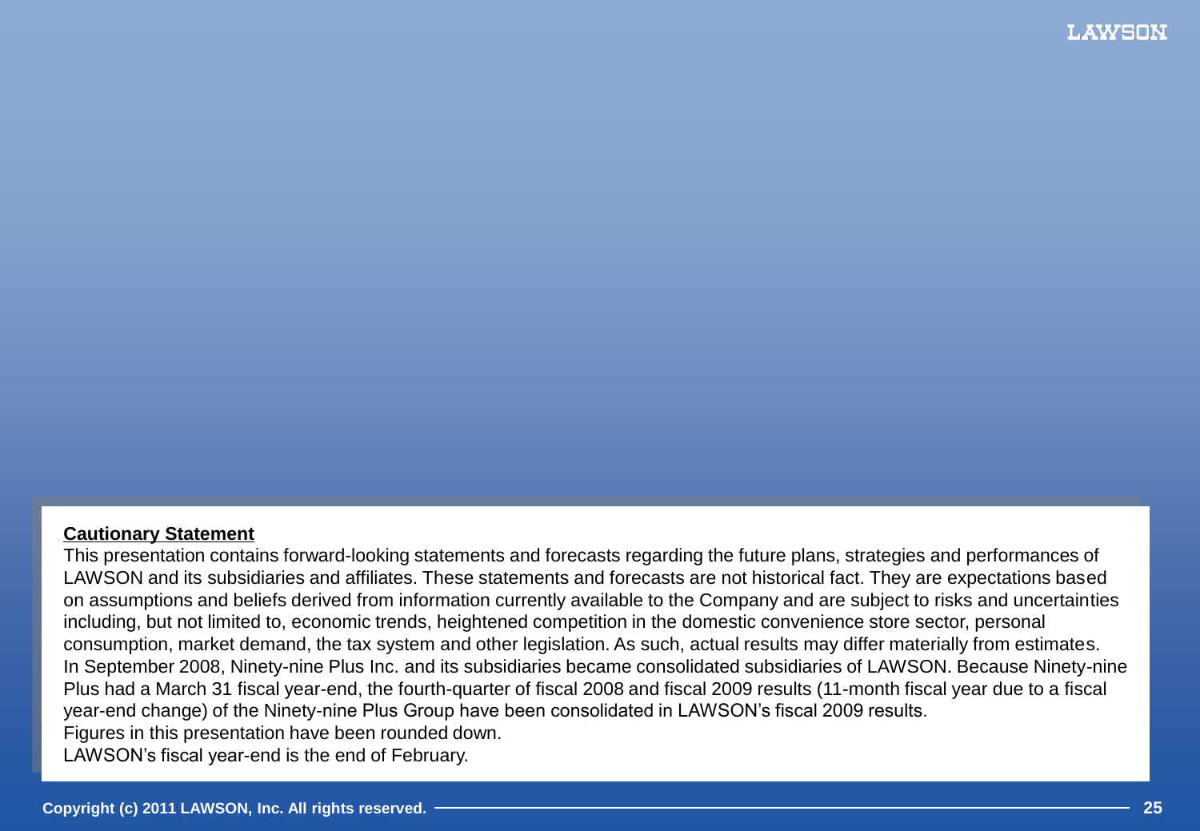**Cautionary Statement**

This presentation contains forward-looking statements and forecasts regarding the future plans, strategies and performances of LAWSON and its subsidiaries and affiliates. These statements and forecasts are not historical fact. They are expectations based on assumptions and beliefs derived from information currently available to the Company and are subject to risks and uncertainties including, but not limited to, economic trends, heightened competition in the domestic convenience store sector, personal consumption, market demand, the tax system and other legislation. As such, actual results may differ materially from estimates.
In September 2008, Ninety-nine Plus Inc. and its subsidiaries became consolidated subsidiaries of LAWSON. Because Ninety-nine Plus had a March 31 fiscal year-end, the fourth-quarter of fiscal 2008 and fiscal 2009 results (11-month fiscal year due to a fiscal year-end change) of the Ninety-nine Plus Group have been consolidated in LAWSON's fiscal 2009 results.
Figures in this presentation have been rounded down.
LAWSON's fiscal year-end is the end of February.